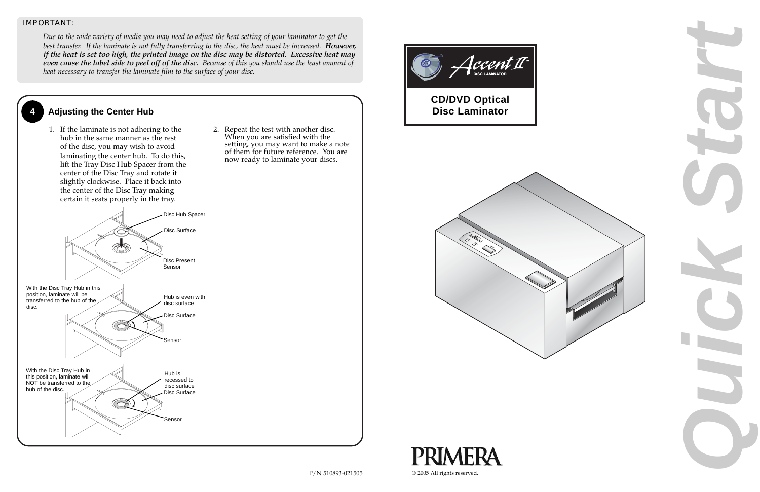IMPORTANT:

*Due to the wide variety of media you may need to adjust the heat setting of your laminator to get the best transfer. If the laminate is not fully transferring to the disc, the heat must be increased.* ***However, if the heat is set too high, the printed image on the disc may be distorted. Excessive heat may even cause the label side to peel off of the disc.*** *Because of this you should use the least amount of heat necessary to transfer the laminate film to the surface of your disc.*

## 4 Adjusting the Center Hub

1. If the laminate is not adhering to the hub in the same manner as the rest of the disc, you may wish to avoid laminating the center hub. To do this, lift the Tray Disc Hub Spacer from the center of the Disc Tray and rotate it slightly clockwise. Place it back into the center of the Disc Tray making certain it seats properly in the tray.

Disc Hub Spacer

Disc Surface

Disc Present Sensor

With the Disc Tray Hub in this position, laminate will be transferred to the hub of the disc.

Hub is even with disc surface

Disc Surface

Sensor

With the Disc Tray Hub in this position, laminate will NOT be transferred to the hub of the disc.

Hub is recessed to disc surface

Disc Surface

Sensor

2. Repeat the test with another disc. When you are satisfied with the setting, you may want to make a note of them for future reference. You are now ready to laminate your discs.

P/N 510893-021505

# Accent II™ DISC LAMINATOR

## CD/DVD Optical Disc Laminator

# Quick Start

PRIMERA

© 2005 All rights reserved.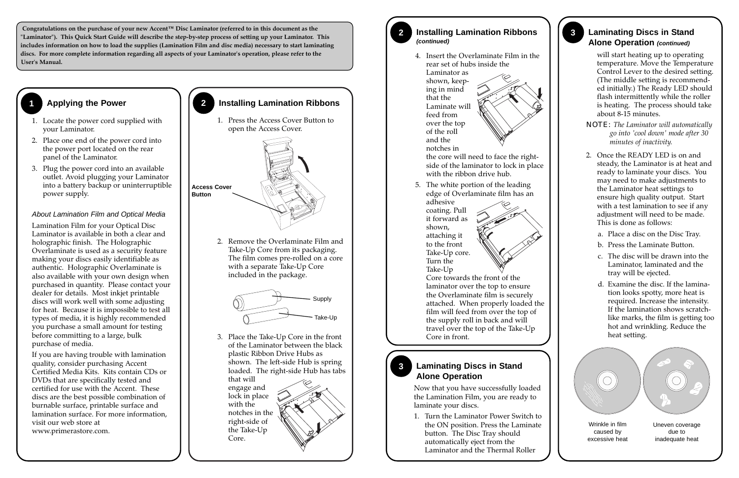**Congratulations on the purchase of your new Accent™ Disc Laminator (referred to in this document as the "Laminator"). This Quick Start Guide will describe the step-by-step process of setting up your Laminator. This includes information on how to load the supplies (Lamination Film and disc media) necessary to start laminating discs. For more complete information regarding all aspects of your Laminator's operation, please refer to the User's Manual.**

## 1 Applying the Power

1. Locate the power cord supplied with your Laminator.
2. Place one end of the power cord into the power port located on the rear panel of the Laminator.
3. Plug the power cord into an available outlet. Avoid plugging your Laminator into a battery backup or uninterruptible power supply.

### *About Lamination Film and Optical Media*

Lamination Film for your Optical Disc Laminator is available in both a clear and holographic finish. The Holographic Overlaminate is used as a security feature making your discs easily identifiable as authentic. Holographic Overlaminate is also available with your own design when purchased in quantity. Please contact your dealer for details. Most inkjet printable discs will work well with some adjusting for heat. Because it is impossible to test all types of media, it is highly recommended you purchase a small amount for testing before committing to a large, bulk purchase of media.

If you are having trouble with lamination quality, consider purchasing Accent Certified Media Kits. Kits contain CDs or DVDs that are specifically tested and certified for use with the Accent. These discs are the best possible combination of burnable surface, printable surface and lamination surface. For more information, visit our web store at www.primerastore.com.

## 2 Installing Lamination Ribbons

1. Press the Access Cover Button to open the Access Cover.

Access Cover Button

2. Remove the Overlaminate Film and Take-Up Core from its packaging. The film comes pre-rolled on a core with a separate Take-Up Core included in the package.

Supply

Take-Up

3. Place the Take-Up Core in the front of the Laminator between the black plastic Ribbon Drive Hubs as shown. The left-side Hub is spring loaded. The right-side Hub has tabs that will engage and lock in place with the notches in the right-side of the Take-Up Core.

## 2 Installing Lamination Ribbons *(continued)*

4. Insert the Overlaminate Film in the rear set of hubs inside the Laminator as shown, keeping in mind that the Laminate will feed from over the top of the roll and the notches in the core will need to face the right-side of the laminator to lock in place with the ribbon drive hub.
5. The white portion of the leading edge of Overlaminate film has an adhesive coating. Pull it forward as shown, attaching it to the front Take-Up core. Turn the Take-Up Core towards the front of the laminator over the top to ensure the Overlaminate film is securely attached. When properly loaded the film will feed from over the top of the supply roll in back and will travel over the top of the Take-Up Core in front.

## 3 Laminating Discs in Stand Alone Operation

Now that you have successfully loaded the Lamination Film, you are ready to laminate your discs.

1. Turn the Laminator Power Switch to the ON position. Press the Laminate button. The Disc Tray should automatically eject from the Laminator and the Thermal Roller will start heating up to operating temperature. Move the Temperature Control Lever to the desired setting. (The middle setting is recommended initially.) The Ready LED should flash intermittently while the roller is heating. The process should take about 8-15 minutes.

NOTE: *The Laminator will automatically go into 'cool down' mode after 30 minutes of inactivity.*

2. Once the READY LED is on and steady, the Laminator is at heat and ready to laminate your discs. You may need to make adjustments to the Laminator heat settings to ensure high quality output. Start with a test lamination to see if any adjustment will need to be made. This is done as follows:
   a. Place a disc on the Disc Tray.
   b. Press the Laminate Button.
   c. The disc will be drawn into the Laminator, laminated and the tray will be ejected.
   d. Examine the disc. If the lamination looks spotty, more heat is required. Increase the intensity. If the lamination shows scratch-like marks, the film is getting too hot and wrinkling. Reduce the heat setting.

Wrinkle in film caused by excessive heat

Uneven coverage due to inadequate heat